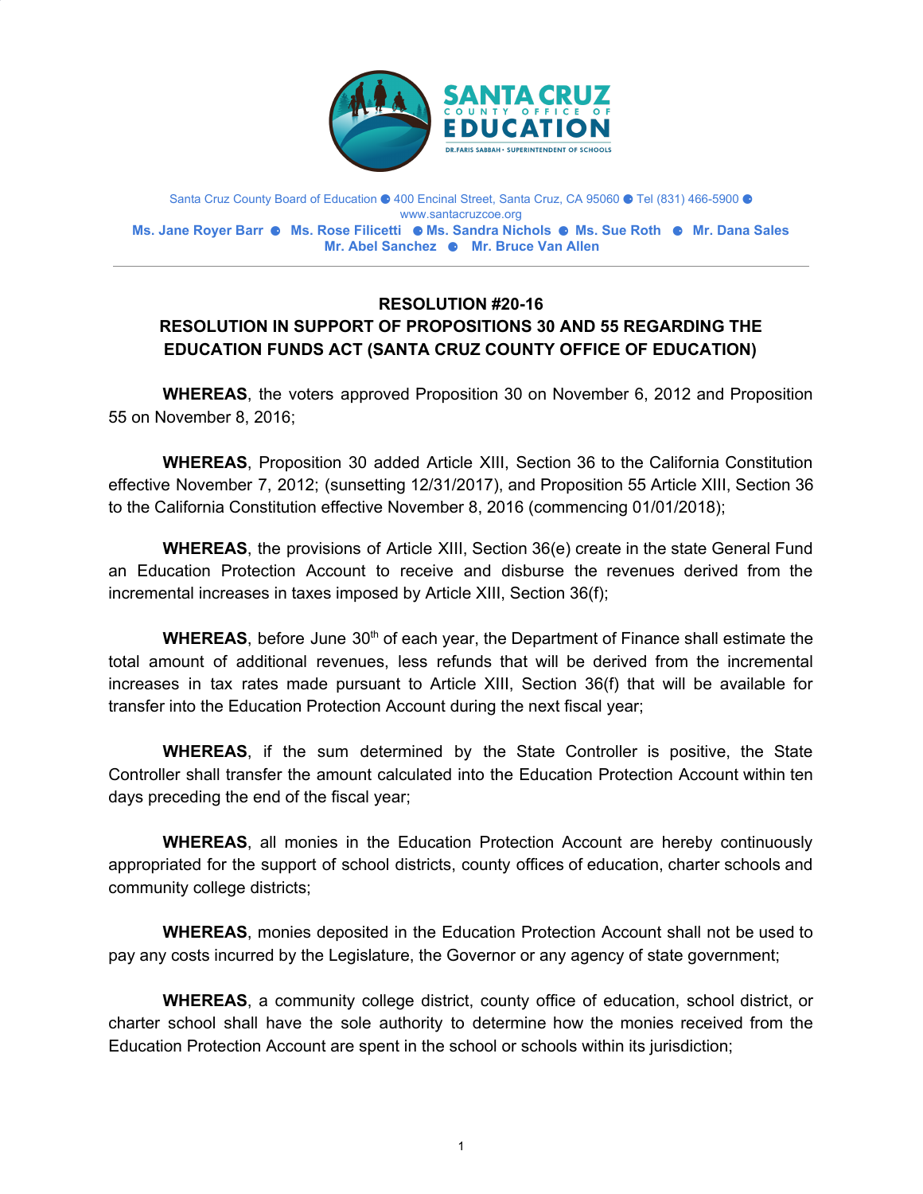SANTA CRUZ COUNTY OFFICE OF EDUCATION

DR. FARIS SABBAH • SUPERINTENDENT OF SCHOOLS

Santa Cruz County Board of Education ● 400 Encinal Street, Santa Cruz, CA 95060 ● Tel (831) 466-5900 ● www.santacruzcoe.org

**Ms. Jane Royer Barr ● Ms. Rose Filicetti ● Ms. Sandra Nichols ● Ms. Sue Roth ● Mr. Dana Sales**
**Mr. Abel Sanchez ● Mr. Bruce Van Allen**

---

**RESOLUTION #20-16**

**RESOLUTION IN SUPPORT OF PROPOSITIONS 30 AND 55 REGARDING THE EDUCATION FUNDS ACT (SANTA CRUZ COUNTY OFFICE OF EDUCATION)**

**WHEREAS**, the voters approved Proposition 30 on November 6, 2012 and Proposition 55 on November 8, 2016;

**WHEREAS**, Proposition 30 added Article XIII, Section 36 to the California Constitution effective November 7, 2012; (sunsetting 12/31/2017), and Proposition 55 Article XIII, Section 36 to the California Constitution effective November 8, 2016 (commencing 01/01/2018);

**WHEREAS**, the provisions of Article XIII, Section 36(e) create in the state General Fund an Education Protection Account to receive and disburse the revenues derived from the incremental increases in taxes imposed by Article XIII, Section 36(f);

**WHEREAS**, before June 30th of each year, the Department of Finance shall estimate the total amount of additional revenues, less refunds that will be derived from the incremental increases in tax rates made pursuant to Article XIII, Section 36(f) that will be available for transfer into the Education Protection Account during the next fiscal year;

**WHEREAS**, if the sum determined by the State Controller is positive, the State Controller shall transfer the amount calculated into the Education Protection Account within ten days preceding the end of the fiscal year;

**WHEREAS**, all monies in the Education Protection Account are hereby continuously appropriated for the support of school districts, county offices of education, charter schools and community college districts;

**WHEREAS**, monies deposited in the Education Protection Account shall not be used to pay any costs incurred by the Legislature, the Governor or any agency of state government;

**WHEREAS**, a community college district, county office of education, school district, or charter school shall have the sole authority to determine how the monies received from the Education Protection Account are spent in the school or schools within its jurisdiction;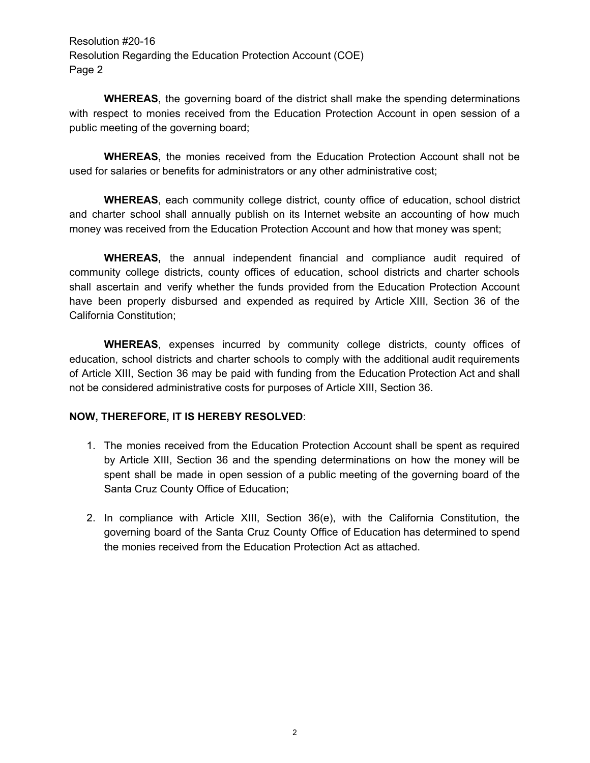**WHEREAS**, the governing board of the district shall make the spending determinations with respect to monies received from the Education Protection Account in open session of a public meeting of the governing board;

**WHEREAS**, the monies received from the Education Protection Account shall not be used for salaries or benefits for administrators or any other administrative cost;

**WHEREAS**, each community college district, county office of education, school district and charter school shall annually publish on its Internet website an accounting of how much money was received from the Education Protection Account and how that money was spent;

**WHEREAS,** the annual independent financial and compliance audit required of community college districts, county offices of education, school districts and charter schools shall ascertain and verify whether the funds provided from the Education Protection Account have been properly disbursed and expended as required by Article XIII, Section 36 of the California Constitution;

**WHEREAS**, expenses incurred by community college districts, county offices of education, school districts and charter schools to comply with the additional audit requirements of Article XIII, Section 36 may be paid with funding from the Education Protection Act and shall not be considered administrative costs for purposes of Article XIII, Section 36.

**NOW, THEREFORE, IT IS HEREBY RESOLVED**:

1. The monies received from the Education Protection Account shall be spent as required by Article XIII, Section 36 and the spending determinations on how the money will be spent shall be made in open session of a public meeting of the governing board of the Santa Cruz County Office of Education;

2. In compliance with Article XIII, Section 36(e), with the California Constitution, the governing board of the Santa Cruz County Office of Education has determined to spend the monies received from the Education Protection Act as attached.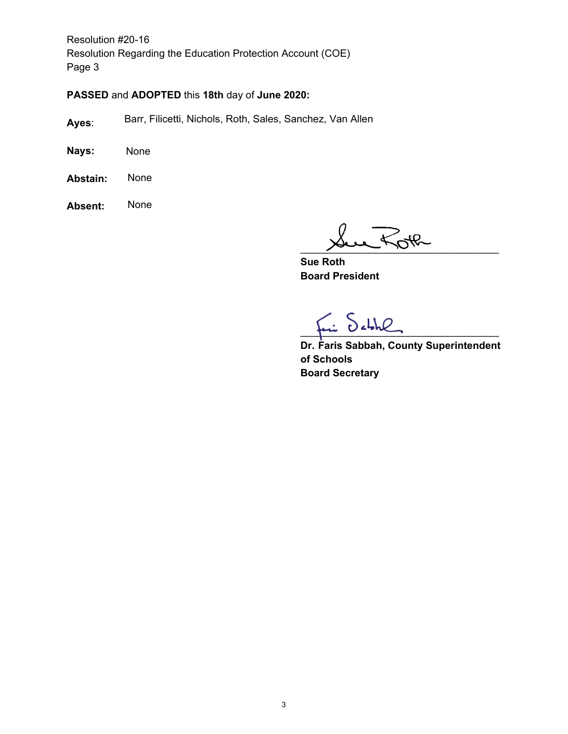Resolution #20-16
Resolution Regarding the Education Protection Account (COE)
Page 3

**PASSED** and **ADOPTED** this **18th** day of **June 2020:**

**Ayes**: Barr, Filicetti, Nichols, Roth, Sales, Sanchez, Van Allen

**Nays:** None

**Abstain:** None

**Absent:** None

**Sue Roth**
**Board President**

**Dr. Faris Sabbah, County Superintendent of Schools**
**Board Secretary**